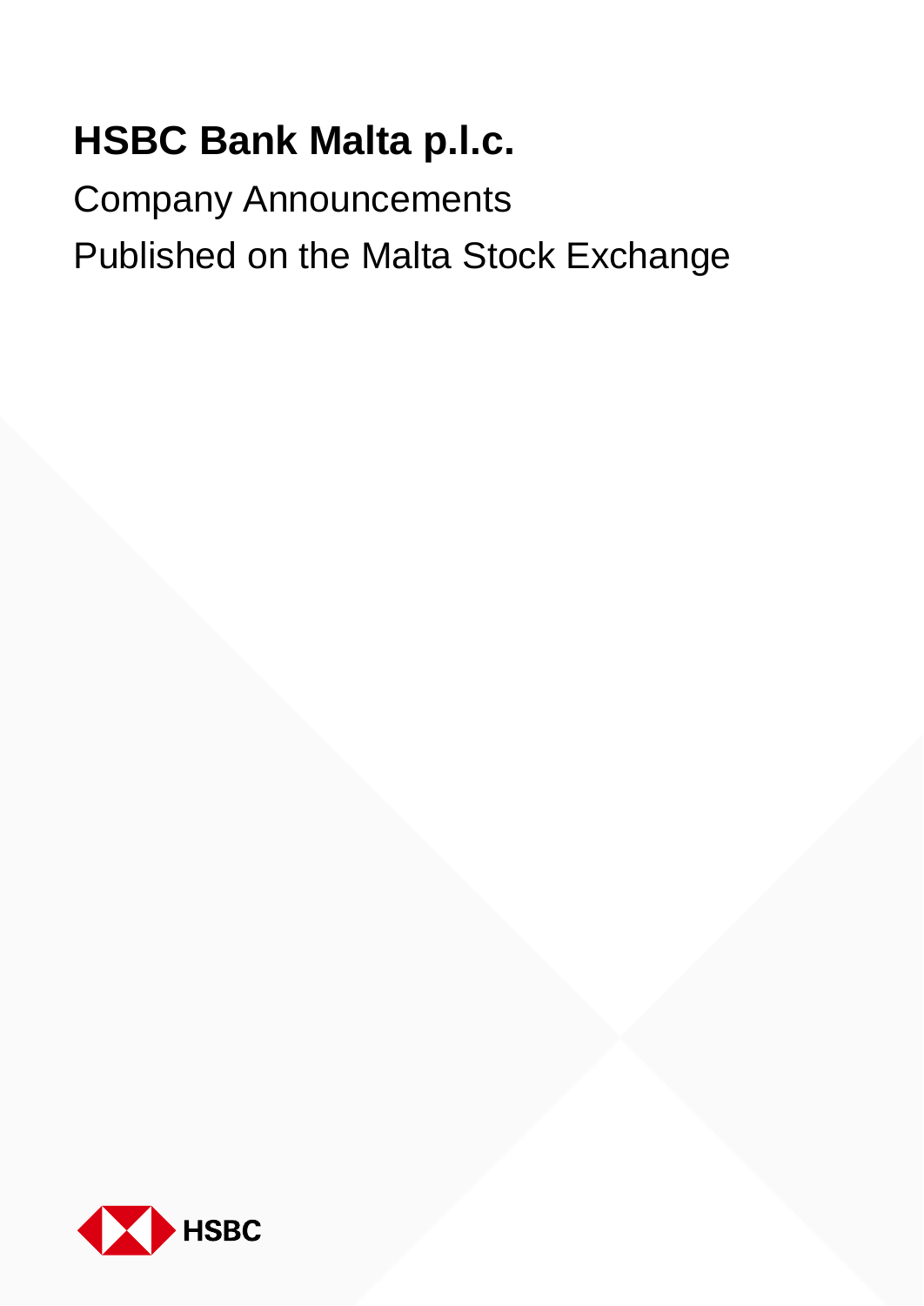# HSBC Bank Malta p.l.c.

Company Announcements

Published on the Malta Stock Exchange

HSBC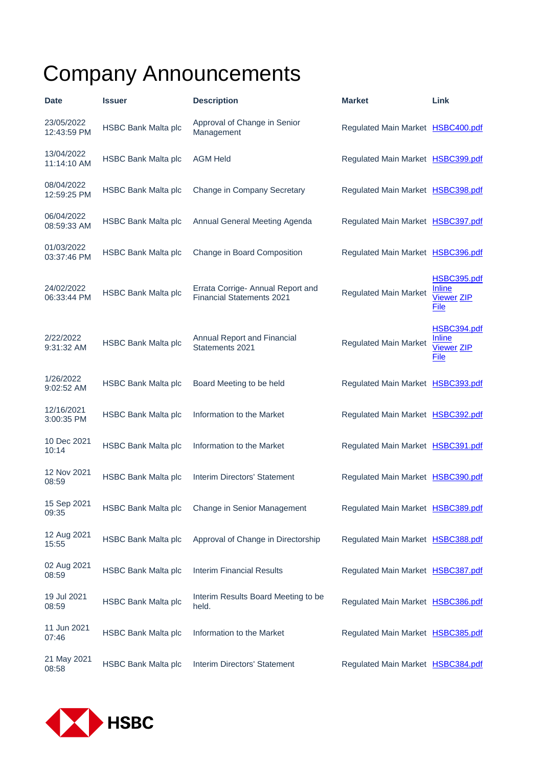# Company Announcements

| Date | Issuer | Description | Market | Link |
|---|---|---|---|---|
| 23/05/2022 12:43:59 PM | HSBC Bank Malta plc | Approval of Change in Senior Management | Regulated Main Market | HSBC400.pdf |
| 13/04/2022 11:14:10 AM | HSBC Bank Malta plc | AGM Held | Regulated Main Market | HSBC399.pdf |
| 08/04/2022 12:59:25 PM | HSBC Bank Malta plc | Change in Company Secretary | Regulated Main Market | HSBC398.pdf |
| 06/04/2022 08:59:33 AM | HSBC Bank Malta plc | Annual General Meeting Agenda | Regulated Main Market | HSBC397.pdf |
| 01/03/2022 03:37:46 PM | HSBC Bank Malta plc | Change in Board Composition | Regulated Main Market | HSBC396.pdf |
| 24/02/2022 06:33:44 PM | HSBC Bank Malta plc | Errata Corrige- Annual Report and Financial Statements 2021 | Regulated Main Market | HSBC395.pdf Inline Viewer ZIP File |
| 2/22/2022 9:31:32 AM | HSBC Bank Malta plc | Annual Report and Financial Statements 2021 | Regulated Main Market | HSBC394.pdf Inline Viewer ZIP File |
| 1/26/2022 9:02:52 AM | HSBC Bank Malta plc | Board Meeting to be held | Regulated Main Market | HSBC393.pdf |
| 12/16/2021 3:00:35 PM | HSBC Bank Malta plc | Information to the Market | Regulated Main Market | HSBC392.pdf |
| 10 Dec 2021 10:14 | HSBC Bank Malta plc | Information to the Market | Regulated Main Market | HSBC391.pdf |
| 12 Nov 2021 08:59 | HSBC Bank Malta plc | Interim Directors' Statement | Regulated Main Market | HSBC390.pdf |
| 15 Sep 2021 09:35 | HSBC Bank Malta plc | Change in Senior Management | Regulated Main Market | HSBC389.pdf |
| 12 Aug 2021 15:55 | HSBC Bank Malta plc | Approval of Change in Directorship | Regulated Main Market | HSBC388.pdf |
| 02 Aug 2021 08:59 | HSBC Bank Malta plc | Interim Financial Results | Regulated Main Market | HSBC387.pdf |
| 19 Jul 2021 08:59 | HSBC Bank Malta plc | Interim Results Board Meeting to be held. | Regulated Main Market | HSBC386.pdf |
| 11 Jun 2021 07:46 | HSBC Bank Malta plc | Information to the Market | Regulated Main Market | HSBC385.pdf |
| 21 May 2021 08:58 | HSBC Bank Malta plc | Interim Directors' Statement | Regulated Main Market | HSBC384.pdf |

HSBC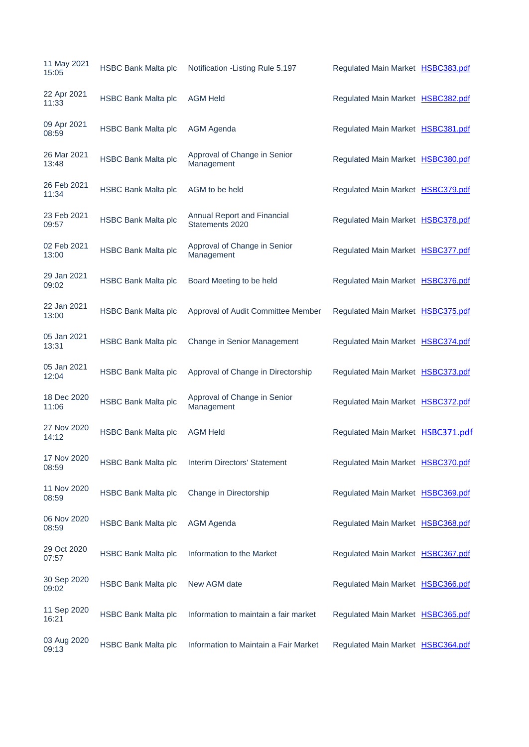| | | | | |
|---|---|---|---|---|
| 11 May 2021 15:05 | HSBC Bank Malta plc | Notification -Listing Rule 5.197 | Regulated Main Market | HSBC383.pdf |
| 22 Apr 2021 11:33 | HSBC Bank Malta plc | AGM Held | Regulated Main Market | HSBC382.pdf |
| 09 Apr 2021 08:59 | HSBC Bank Malta plc | AGM Agenda | Regulated Main Market | HSBC381.pdf |
| 26 Mar 2021 13:48 | HSBC Bank Malta plc | Approval of Change in Senior Management | Regulated Main Market | HSBC380.pdf |
| 26 Feb 2021 11:34 | HSBC Bank Malta plc | AGM to be held | Regulated Main Market | HSBC379.pdf |
| 23 Feb 2021 09:57 | HSBC Bank Malta plc | Annual Report and Financial Statements 2020 | Regulated Main Market | HSBC378.pdf |
| 02 Feb 2021 13:00 | HSBC Bank Malta plc | Approval of Change in Senior Management | Regulated Main Market | HSBC377.pdf |
| 29 Jan 2021 09:02 | HSBC Bank Malta plc | Board Meeting to be held | Regulated Main Market | HSBC376.pdf |
| 22 Jan 2021 13:00 | HSBC Bank Malta plc | Approval of Audit Committee Member | Regulated Main Market | HSBC375.pdf |
| 05 Jan 2021 13:31 | HSBC Bank Malta plc | Change in Senior Management | Regulated Main Market | HSBC374.pdf |
| 05 Jan 2021 12:04 | HSBC Bank Malta plc | Approval of Change in Directorship | Regulated Main Market | HSBC373.pdf |
| 18 Dec 2020 11:06 | HSBC Bank Malta plc | Approval of Change in Senior Management | Regulated Main Market | HSBC372.pdf |
| 27 Nov 2020 14:12 | HSBC Bank Malta plc | AGM Held | Regulated Main Market | HSBC371.pdf |
| 17 Nov 2020 08:59 | HSBC Bank Malta plc | Interim Directors' Statement | Regulated Main Market | HSBC370.pdf |
| 11 Nov 2020 08:59 | HSBC Bank Malta plc | Change in Directorship | Regulated Main Market | HSBC369.pdf |
| 06 Nov 2020 08:59 | HSBC Bank Malta plc | AGM Agenda | Regulated Main Market | HSBC368.pdf |
| 29 Oct 2020 07:57 | HSBC Bank Malta plc | Information to the Market | Regulated Main Market | HSBC367.pdf |
| 30 Sep 2020 09:02 | HSBC Bank Malta plc | New AGM date | Regulated Main Market | HSBC366.pdf |
| 11 Sep 2020 16:21 | HSBC Bank Malta plc | Information to maintain a fair market | Regulated Main Market | HSBC365.pdf |
| 03 Aug 2020 09:13 | HSBC Bank Malta plc | Information to Maintain a Fair Market | Regulated Main Market | HSBC364.pdf |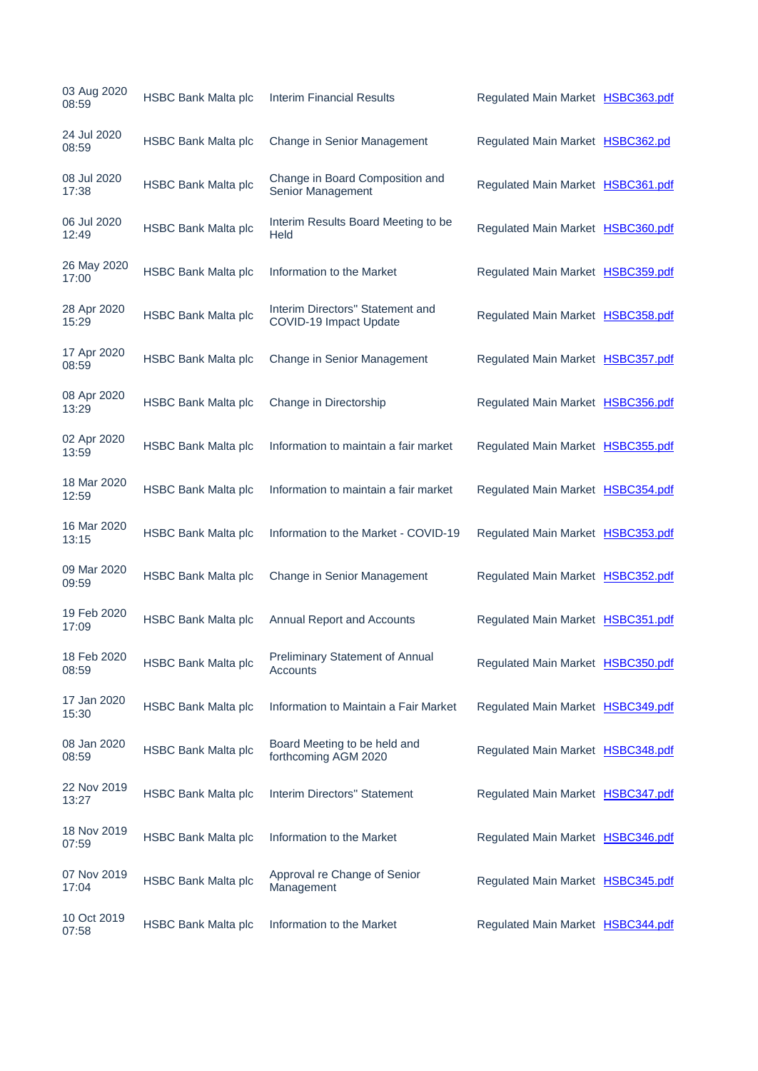| | | | | |
|---|---|---|---|---|
| 03 Aug 2020 08:59 | HSBC Bank Malta plc | Interim Financial Results | Regulated Main Market | HSBC363.pdf |
| 24 Jul 2020 08:59 | HSBC Bank Malta plc | Change in Senior Management | Regulated Main Market | HSBC362.pd |
| 08 Jul 2020 17:38 | HSBC Bank Malta plc | Change in Board Composition and Senior Management | Regulated Main Market | HSBC361.pdf |
| 06 Jul 2020 12:49 | HSBC Bank Malta plc | Interim Results Board Meeting to be Held | Regulated Main Market | HSBC360.pdf |
| 26 May 2020 17:00 | HSBC Bank Malta plc | Information to the Market | Regulated Main Market | HSBC359.pdf |
| 28 Apr 2020 15:29 | HSBC Bank Malta plc | Interim Directors'' Statement and COVID-19 Impact Update | Regulated Main Market | HSBC358.pdf |
| 17 Apr 2020 08:59 | HSBC Bank Malta plc | Change in Senior Management | Regulated Main Market | HSBC357.pdf |
| 08 Apr 2020 13:29 | HSBC Bank Malta plc | Change in Directorship | Regulated Main Market | HSBC356.pdf |
| 02 Apr 2020 13:59 | HSBC Bank Malta plc | Information to maintain a fair market | Regulated Main Market | HSBC355.pdf |
| 18 Mar 2020 12:59 | HSBC Bank Malta plc | Information to maintain a fair market | Regulated Main Market | HSBC354.pdf |
| 16 Mar 2020 13:15 | HSBC Bank Malta plc | Information to the Market - COVID-19 | Regulated Main Market | HSBC353.pdf |
| 09 Mar 2020 09:59 | HSBC Bank Malta plc | Change in Senior Management | Regulated Main Market | HSBC352.pdf |
| 19 Feb 2020 17:09 | HSBC Bank Malta plc | Annual Report and Accounts | Regulated Main Market | HSBC351.pdf |
| 18 Feb 2020 08:59 | HSBC Bank Malta plc | Preliminary Statement of Annual Accounts | Regulated Main Market | HSBC350.pdf |
| 17 Jan 2020 15:30 | HSBC Bank Malta plc | Information to Maintain a Fair Market | Regulated Main Market | HSBC349.pdf |
| 08 Jan 2020 08:59 | HSBC Bank Malta plc | Board Meeting to be held and forthcoming AGM 2020 | Regulated Main Market | HSBC348.pdf |
| 22 Nov 2019 13:27 | HSBC Bank Malta plc | Interim Directors'' Statement | Regulated Main Market | HSBC347.pdf |
| 18 Nov 2019 07:59 | HSBC Bank Malta plc | Information to the Market | Regulated Main Market | HSBC346.pdf |
| 07 Nov 2019 17:04 | HSBC Bank Malta plc | Approval re Change of Senior Management | Regulated Main Market | HSBC345.pdf |
| 10 Oct 2019 07:58 | HSBC Bank Malta plc | Information to the Market | Regulated Main Market | HSBC344.pdf |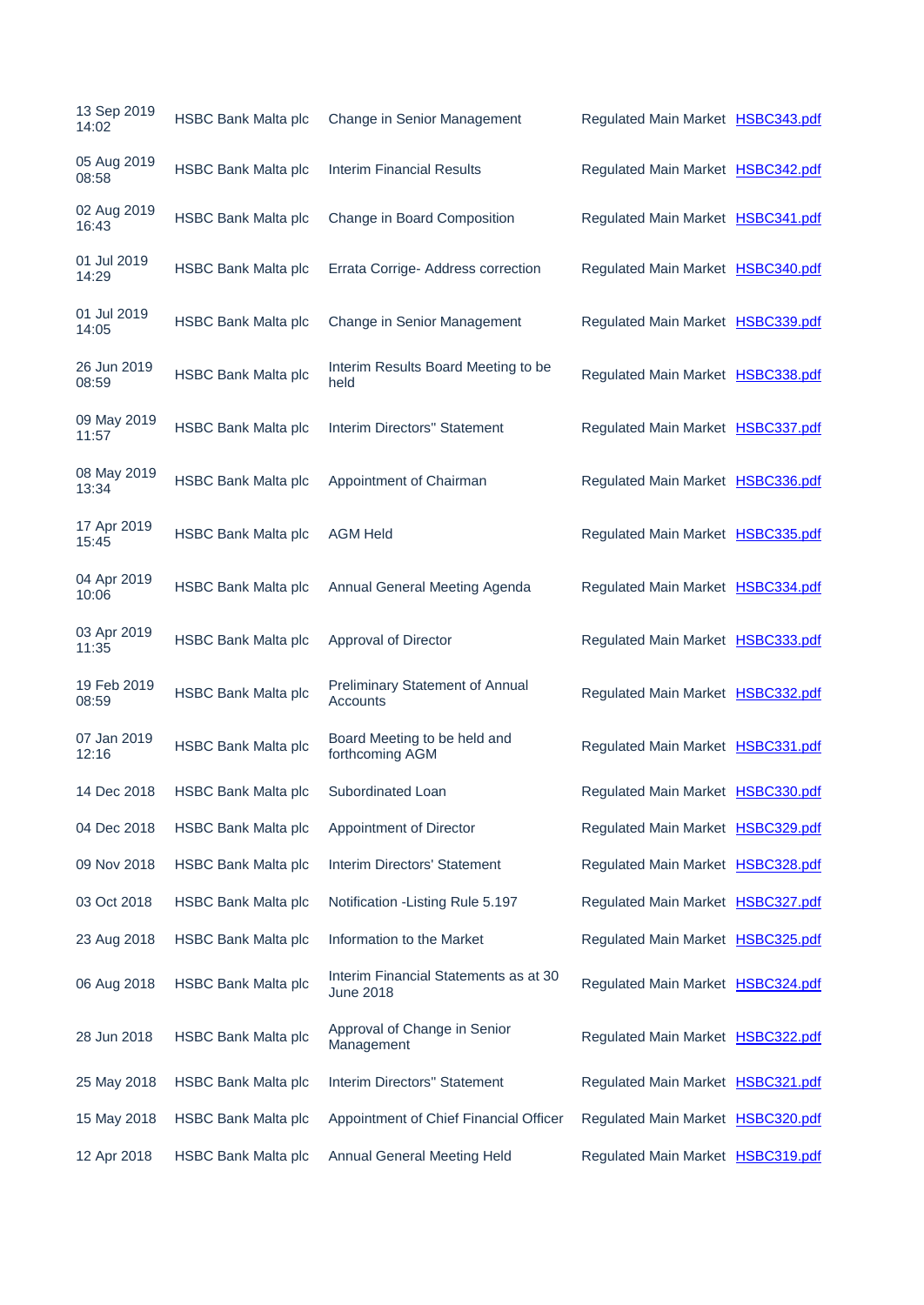| | | | | |
|---|---|---|---|---|
| 13 Sep 2019 14:02 | HSBC Bank Malta plc | Change in Senior Management | Regulated Main Market | HSBC343.pdf |
| 05 Aug 2019 08:58 | HSBC Bank Malta plc | Interim Financial Results | Regulated Main Market | HSBC342.pdf |
| 02 Aug 2019 16:43 | HSBC Bank Malta plc | Change in Board Composition | Regulated Main Market | HSBC341.pdf |
| 01 Jul 2019 14:29 | HSBC Bank Malta plc | Errata Corrige- Address correction | Regulated Main Market | HSBC340.pdf |
| 01 Jul 2019 14:05 | HSBC Bank Malta plc | Change in Senior Management | Regulated Main Market | HSBC339.pdf |
| 26 Jun 2019 08:59 | HSBC Bank Malta plc | Interim Results Board Meeting to be held | Regulated Main Market | HSBC338.pdf |
| 09 May 2019 11:57 | HSBC Bank Malta plc | Interim Directors'' Statement | Regulated Main Market | HSBC337.pdf |
| 08 May 2019 13:34 | HSBC Bank Malta plc | Appointment of Chairman | Regulated Main Market | HSBC336.pdf |
| 17 Apr 2019 15:45 | HSBC Bank Malta plc | AGM Held | Regulated Main Market | HSBC335.pdf |
| 04 Apr 2019 10:06 | HSBC Bank Malta plc | Annual General Meeting Agenda | Regulated Main Market | HSBC334.pdf |
| 03 Apr 2019 11:35 | HSBC Bank Malta plc | Approval of Director | Regulated Main Market | HSBC333.pdf |
| 19 Feb 2019 08:59 | HSBC Bank Malta plc | Preliminary Statement of Annual Accounts | Regulated Main Market | HSBC332.pdf |
| 07 Jan 2019 12:16 | HSBC Bank Malta plc | Board Meeting to be held and forthcoming AGM | Regulated Main Market | HSBC331.pdf |
| 14 Dec 2018 | HSBC Bank Malta plc | Subordinated Loan | Regulated Main Market | HSBC330.pdf |
| 04 Dec 2018 | HSBC Bank Malta plc | Appointment of Director | Regulated Main Market | HSBC329.pdf |
| 09 Nov 2018 | HSBC Bank Malta plc | Interim Directors' Statement | Regulated Main Market | HSBC328.pdf |
| 03 Oct 2018 | HSBC Bank Malta plc | Notification -Listing Rule 5.197 | Regulated Main Market | HSBC327.pdf |
| 23 Aug 2018 | HSBC Bank Malta plc | Information to the Market | Regulated Main Market | HSBC325.pdf |
| 06 Aug 2018 | HSBC Bank Malta plc | Interim Financial Statements as at 30 June 2018 | Regulated Main Market | HSBC324.pdf |
| 28 Jun 2018 | HSBC Bank Malta plc | Approval of Change in Senior Management | Regulated Main Market | HSBC322.pdf |
| 25 May 2018 | HSBC Bank Malta plc | Interim Directors'' Statement | Regulated Main Market | HSBC321.pdf |
| 15 May 2018 | HSBC Bank Malta plc | Appointment of Chief Financial Officer | Regulated Main Market | HSBC320.pdf |
| 12 Apr 2018 | HSBC Bank Malta plc | Annual General Meeting Held | Regulated Main Market | HSBC319.pdf |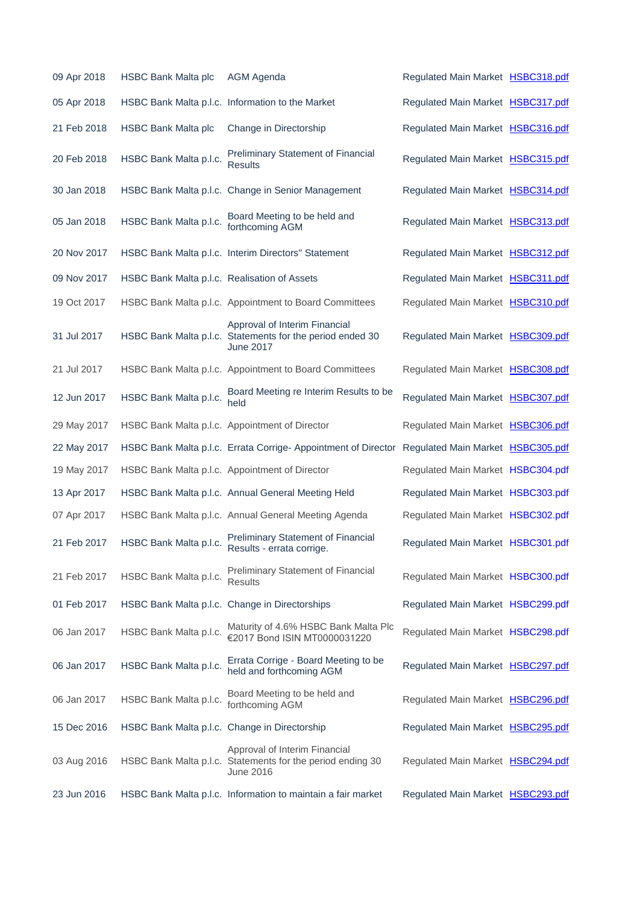| | | | | |
|---|---|---|---|---|
| 09 Apr 2018 | HSBC Bank Malta plc | AGM Agenda | Regulated Main Market | HSBC318.pdf |
| 05 Apr 2018 | HSBC Bank Malta p.l.c. | Information to the Market | Regulated Main Market | HSBC317.pdf |
| 21 Feb 2018 | HSBC Bank Malta plc | Change in Directorship | Regulated Main Market | HSBC316.pdf |
| 20 Feb 2018 | HSBC Bank Malta p.l.c. | Preliminary Statement of Financial Results | Regulated Main Market | HSBC315.pdf |
| 30 Jan 2018 | HSBC Bank Malta p.l.c. | Change in Senior Management | Regulated Main Market | HSBC314.pdf |
| 05 Jan 2018 | HSBC Bank Malta p.l.c. | Board Meeting to be held and forthcoming AGM | Regulated Main Market | HSBC313.pdf |
| 20 Nov 2017 | HSBC Bank Malta p.l.c. | Interim Directors'' Statement | Regulated Main Market | HSBC312.pdf |
| 09 Nov 2017 | HSBC Bank Malta p.l.c. | Realisation of Assets | Regulated Main Market | HSBC311.pdf |
| 19 Oct 2017 | HSBC Bank Malta p.l.c. | Appointment to Board Committees | Regulated Main Market | HSBC310.pdf |
| 31 Jul 2017 | HSBC Bank Malta p.l.c. | Approval of Interim Financial Statements for the period ended 30 June 2017 | Regulated Main Market | HSBC309.pdf |
| 21 Jul 2017 | HSBC Bank Malta p.l.c. | Appointment to Board Committees | Regulated Main Market | HSBC308.pdf |
| 12 Jun 2017 | HSBC Bank Malta p.l.c. | Board Meeting re Interim Results to be held | Regulated Main Market | HSBC307.pdf |
| 29 May 2017 | HSBC Bank Malta p.l.c. | Appointment of Director | Regulated Main Market | HSBC306.pdf |
| 22 May 2017 | HSBC Bank Malta p.l.c. | Errata Corrige- Appointment of Director | Regulated Main Market | HSBC305.pdf |
| 19 May 2017 | HSBC Bank Malta p.l.c. | Appointment of Director | Regulated Main Market | HSBC304.pdf |
| 13 Apr 2017 | HSBC Bank Malta p.l.c. | Annual General Meeting Held | Regulated Main Market | HSBC303.pdf |
| 07 Apr 2017 | HSBC Bank Malta p.l.c. | Annual General Meeting Agenda | Regulated Main Market | HSBC302.pdf |
| 21 Feb 2017 | HSBC Bank Malta p.l.c. | Preliminary Statement of Financial Results - errata corrige. | Regulated Main Market | HSBC301.pdf |
| 21 Feb 2017 | HSBC Bank Malta p.l.c. | Preliminary Statement of Financial Results | Regulated Main Market | HSBC300.pdf |
| 01 Feb 2017 | HSBC Bank Malta p.l.c. | Change in Directorships | Regulated Main Market | HSBC299.pdf |
| 06 Jan 2017 | HSBC Bank Malta p.l.c. | Maturity of 4.6% HSBC Bank Malta Plc €2017 Bond ISIN MT0000031220 | Regulated Main Market | HSBC298.pdf |
| 06 Jan 2017 | HSBC Bank Malta p.l.c. | Errata Corrige - Board Meeting to be held and forthcoming AGM | Regulated Main Market | HSBC297.pdf |
| 06 Jan 2017 | HSBC Bank Malta p.l.c. | Board Meeting to be held and forthcoming AGM | Regulated Main Market | HSBC296.pdf |
| 15 Dec 2016 | HSBC Bank Malta p.l.c. | Change in Directorship | Regulated Main Market | HSBC295.pdf |
| 03 Aug 2016 | HSBC Bank Malta p.l.c. | Approval of Interim Financial Statements for the period ending 30 June 2016 | Regulated Main Market | HSBC294.pdf |
| 23 Jun 2016 | HSBC Bank Malta p.l.c. | Information to maintain a fair market | Regulated Main Market | HSBC293.pdf |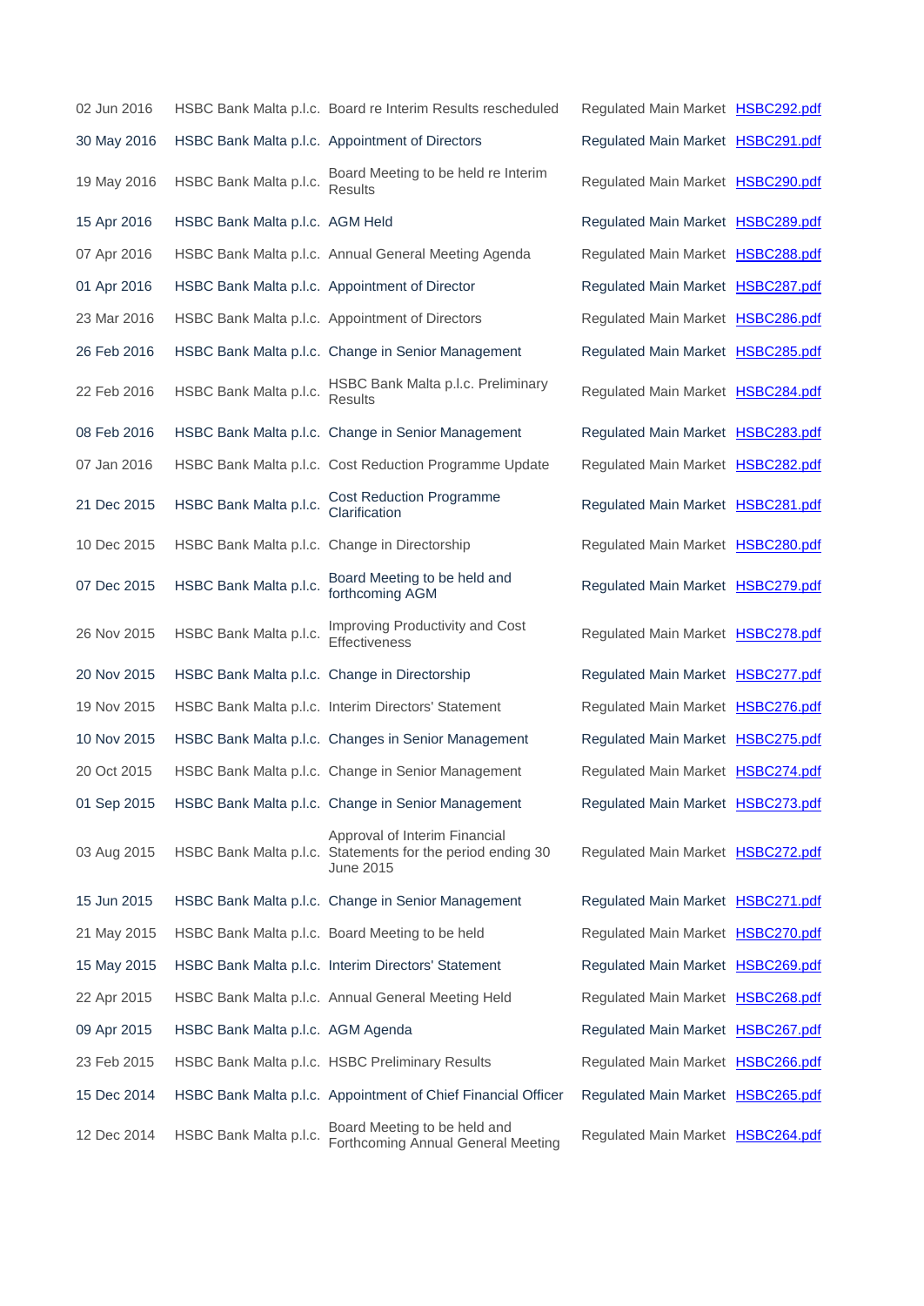| | | | | |
|---|---|---|---|---|
| 02 Jun 2016 | HSBC Bank Malta p.l.c. | Board re Interim Results rescheduled | Regulated Main Market | HSBC292.pdf |
| 30 May 2016 | HSBC Bank Malta p.l.c. | Appointment of Directors | Regulated Main Market | HSBC291.pdf |
| 19 May 2016 | HSBC Bank Malta p.l.c. | Board Meeting to be held re Interim Results | Regulated Main Market | HSBC290.pdf |
| 15 Apr 2016 | HSBC Bank Malta p.l.c. | AGM Held | Regulated Main Market | HSBC289.pdf |
| 07 Apr 2016 | HSBC Bank Malta p.l.c. | Annual General Meeting Agenda | Regulated Main Market | HSBC288.pdf |
| 01 Apr 2016 | HSBC Bank Malta p.l.c. | Appointment of Director | Regulated Main Market | HSBC287.pdf |
| 23 Mar 2016 | HSBC Bank Malta p.l.c. | Appointment of Directors | Regulated Main Market | HSBC286.pdf |
| 26 Feb 2016 | HSBC Bank Malta p.l.c. | Change in Senior Management | Regulated Main Market | HSBC285.pdf |
| 22 Feb 2016 | HSBC Bank Malta p.l.c. | HSBC Bank Malta p.l.c. Preliminary Results | Regulated Main Market | HSBC284.pdf |
| 08 Feb 2016 | HSBC Bank Malta p.l.c. | Change in Senior Management | Regulated Main Market | HSBC283.pdf |
| 07 Jan 2016 | HSBC Bank Malta p.l.c. | Cost Reduction Programme Update | Regulated Main Market | HSBC282.pdf |
| 21 Dec 2015 | HSBC Bank Malta p.l.c. | Cost Reduction Programme Clarification | Regulated Main Market | HSBC281.pdf |
| 10 Dec 2015 | HSBC Bank Malta p.l.c. | Change in Directorship | Regulated Main Market | HSBC280.pdf |
| 07 Dec 2015 | HSBC Bank Malta p.l.c. | Board Meeting to be held and forthcoming AGM | Regulated Main Market | HSBC279.pdf |
| 26 Nov 2015 | HSBC Bank Malta p.l.c. | Improving Productivity and Cost Effectiveness | Regulated Main Market | HSBC278.pdf |
| 20 Nov 2015 | HSBC Bank Malta p.l.c. | Change in Directorship | Regulated Main Market | HSBC277.pdf |
| 19 Nov 2015 | HSBC Bank Malta p.l.c. | Interim Directors' Statement | Regulated Main Market | HSBC276.pdf |
| 10 Nov 2015 | HSBC Bank Malta p.l.c. | Changes in Senior Management | Regulated Main Market | HSBC275.pdf |
| 20 Oct 2015 | HSBC Bank Malta p.l.c. | Change in Senior Management | Regulated Main Market | HSBC274.pdf |
| 01 Sep 2015 | HSBC Bank Malta p.l.c. | Change in Senior Management | Regulated Main Market | HSBC273.pdf |
| 03 Aug 2015 | HSBC Bank Malta p.l.c. | Approval of Interim Financial Statements for the period ending 30 June 2015 | Regulated Main Market | HSBC272.pdf |
| 15 Jun 2015 | HSBC Bank Malta p.l.c. | Change in Senior Management | Regulated Main Market | HSBC271.pdf |
| 21 May 2015 | HSBC Bank Malta p.l.c. | Board Meeting to be held | Regulated Main Market | HSBC270.pdf |
| 15 May 2015 | HSBC Bank Malta p.l.c. | Interim Directors' Statement | Regulated Main Market | HSBC269.pdf |
| 22 Apr 2015 | HSBC Bank Malta p.l.c. | Annual General Meeting Held | Regulated Main Market | HSBC268.pdf |
| 09 Apr 2015 | HSBC Bank Malta p.l.c. | AGM Agenda | Regulated Main Market | HSBC267.pdf |
| 23 Feb 2015 | HSBC Bank Malta p.l.c. | HSBC Preliminary Results | Regulated Main Market | HSBC266.pdf |
| 15 Dec 2014 | HSBC Bank Malta p.l.c. | Appointment of Chief Financial Officer | Regulated Main Market | HSBC265.pdf |
| 12 Dec 2014 | HSBC Bank Malta p.l.c. | Board Meeting to be held and Forthcoming Annual General Meeting | Regulated Main Market | HSBC264.pdf |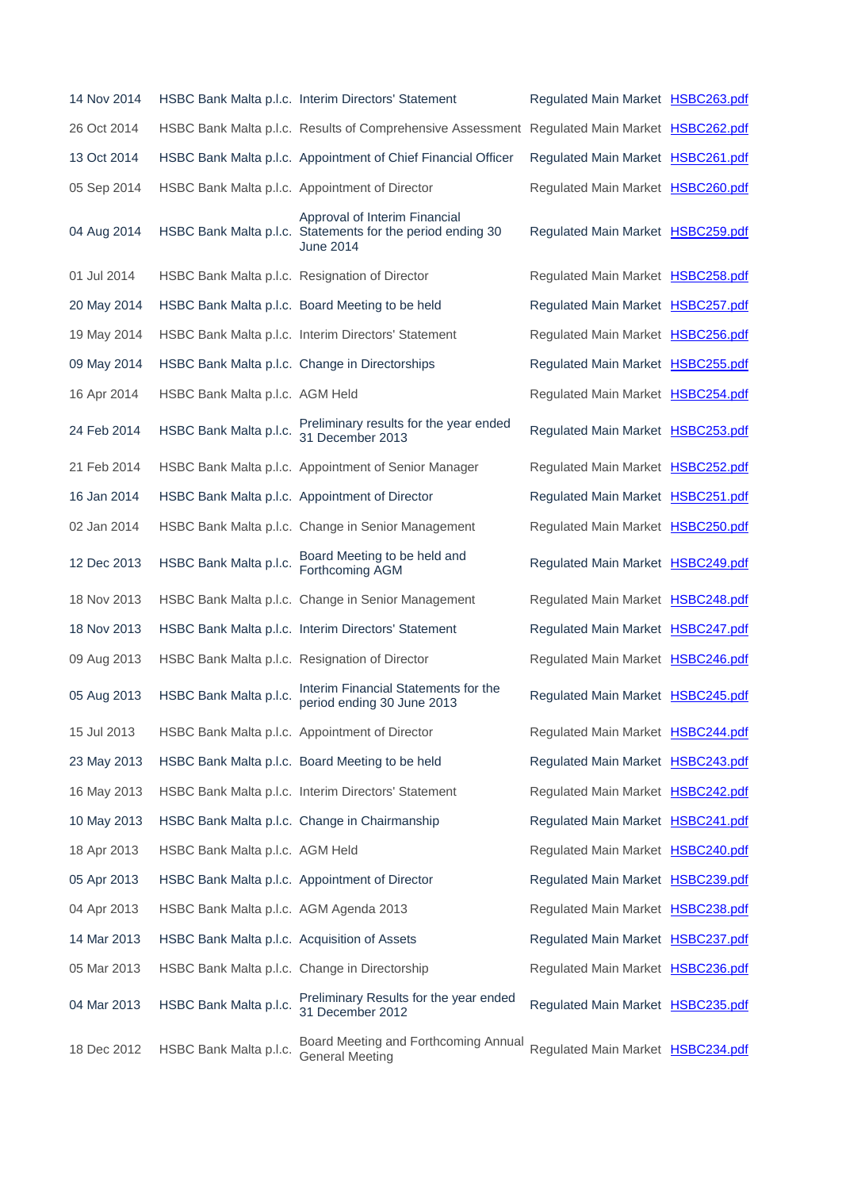| | | | | |
|---|---|---|---|---|
| 14 Nov 2014 | HSBC Bank Malta p.l.c. | Interim Directors' Statement | Regulated Main Market | HSBC263.pdf |
| 26 Oct 2014 | HSBC Bank Malta p.l.c. | Results of Comprehensive Assessment | Regulated Main Market | HSBC262.pdf |
| 13 Oct 2014 | HSBC Bank Malta p.l.c. | Appointment of Chief Financial Officer | Regulated Main Market | HSBC261.pdf |
| 05 Sep 2014 | HSBC Bank Malta p.l.c. | Appointment of Director | Regulated Main Market | HSBC260.pdf |
| 04 Aug 2014 | HSBC Bank Malta p.l.c. | Approval of Interim Financial Statements for the period ending 30 June 2014 | Regulated Main Market | HSBC259.pdf |
| 01 Jul 2014 | HSBC Bank Malta p.l.c. | Resignation of Director | Regulated Main Market | HSBC258.pdf |
| 20 May 2014 | HSBC Bank Malta p.l.c. | Board Meeting to be held | Regulated Main Market | HSBC257.pdf |
| 19 May 2014 | HSBC Bank Malta p.l.c. | Interim Directors' Statement | Regulated Main Market | HSBC256.pdf |
| 09 May 2014 | HSBC Bank Malta p.l.c. | Change in Directorships | Regulated Main Market | HSBC255.pdf |
| 16 Apr 2014 | HSBC Bank Malta p.l.c. | AGM Held | Regulated Main Market | HSBC254.pdf |
| 24 Feb 2014 | HSBC Bank Malta p.l.c. | Preliminary results for the year ended 31 December 2013 | Regulated Main Market | HSBC253.pdf |
| 21 Feb 2014 | HSBC Bank Malta p.l.c. | Appointment of Senior Manager | Regulated Main Market | HSBC252.pdf |
| 16 Jan 2014 | HSBC Bank Malta p.l.c. | Appointment of Director | Regulated Main Market | HSBC251.pdf |
| 02 Jan 2014 | HSBC Bank Malta p.l.c. | Change in Senior Management | Regulated Main Market | HSBC250.pdf |
| 12 Dec 2013 | HSBC Bank Malta p.l.c. | Board Meeting to be held and Forthcoming AGM | Regulated Main Market | HSBC249.pdf |
| 18 Nov 2013 | HSBC Bank Malta p.l.c. | Change in Senior Management | Regulated Main Market | HSBC248.pdf |
| 18 Nov 2013 | HSBC Bank Malta p.l.c. | Interim Directors' Statement | Regulated Main Market | HSBC247.pdf |
| 09 Aug 2013 | HSBC Bank Malta p.l.c. | Resignation of Director | Regulated Main Market | HSBC246.pdf |
| 05 Aug 2013 | HSBC Bank Malta p.l.c. | Interim Financial Statements for the period ending 30 June 2013 | Regulated Main Market | HSBC245.pdf |
| 15 Jul 2013 | HSBC Bank Malta p.l.c. | Appointment of Director | Regulated Main Market | HSBC244.pdf |
| 23 May 2013 | HSBC Bank Malta p.l.c. | Board Meeting to be held | Regulated Main Market | HSBC243.pdf |
| 16 May 2013 | HSBC Bank Malta p.l.c. | Interim Directors' Statement | Regulated Main Market | HSBC242.pdf |
| 10 May 2013 | HSBC Bank Malta p.l.c. | Change in Chairmanship | Regulated Main Market | HSBC241.pdf |
| 18 Apr 2013 | HSBC Bank Malta p.l.c. | AGM Held | Regulated Main Market | HSBC240.pdf |
| 05 Apr 2013 | HSBC Bank Malta p.l.c. | Appointment of Director | Regulated Main Market | HSBC239.pdf |
| 04 Apr 2013 | HSBC Bank Malta p.l.c. | AGM Agenda 2013 | Regulated Main Market | HSBC238.pdf |
| 14 Mar 2013 | HSBC Bank Malta p.l.c. | Acquisition of Assets | Regulated Main Market | HSBC237.pdf |
| 05 Mar 2013 | HSBC Bank Malta p.l.c. | Change in Directorship | Regulated Main Market | HSBC236.pdf |
| 04 Mar 2013 | HSBC Bank Malta p.l.c. | Preliminary Results for the year ended 31 December 2012 | Regulated Main Market | HSBC235.pdf |
| 18 Dec 2012 | HSBC Bank Malta p.l.c. | Board Meeting and Forthcoming Annual General Meeting | Regulated Main Market | HSBC234.pdf |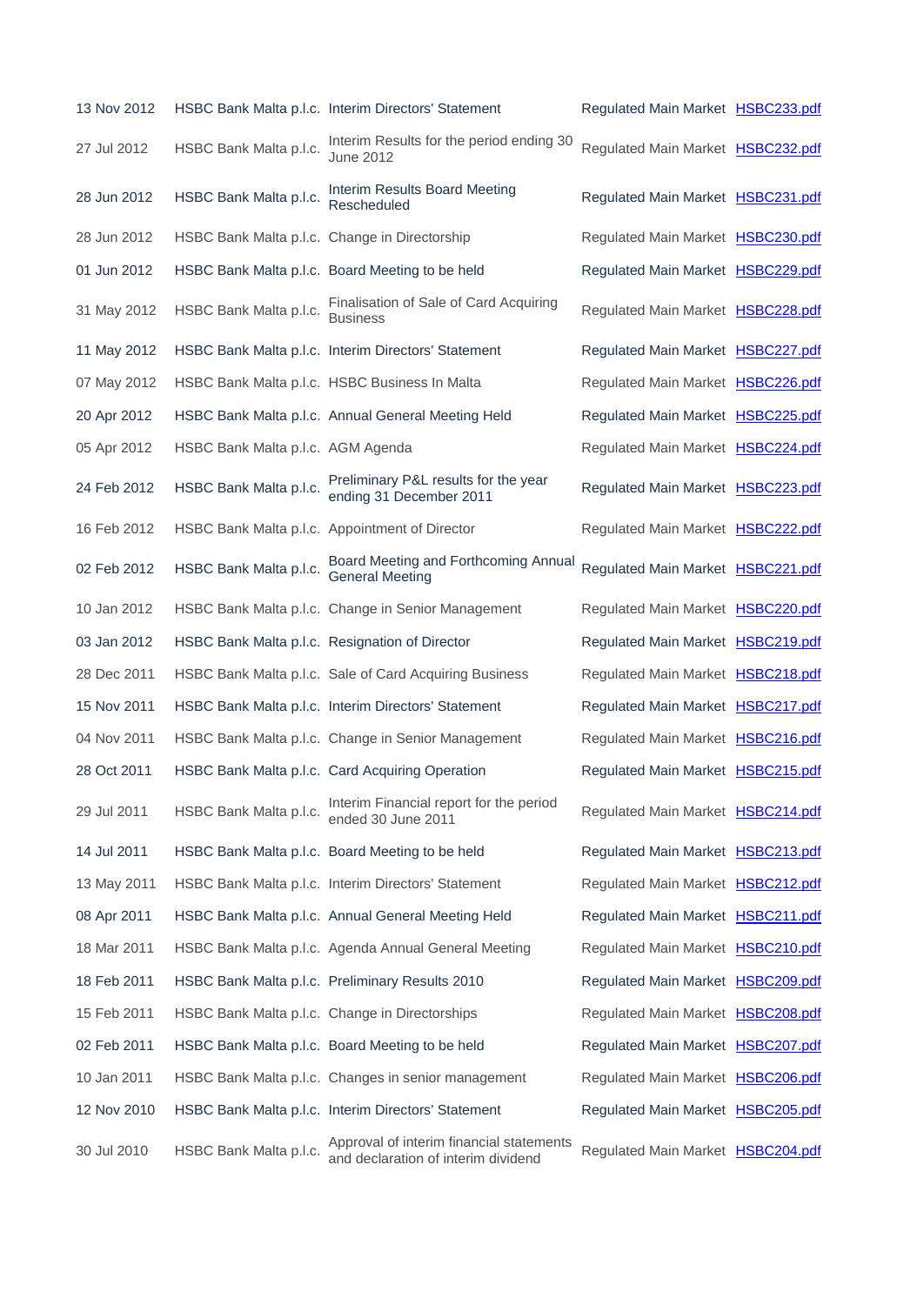| | | | | |
|---|---|---|---|---|
| 13 Nov 2012 | HSBC Bank Malta p.l.c. | Interim Directors' Statement | Regulated Main Market | HSBC233.pdf |
| 27 Jul 2012 | HSBC Bank Malta p.l.c. | Interim Results for the period ending 30 June 2012 | Regulated Main Market | HSBC232.pdf |
| 28 Jun 2012 | HSBC Bank Malta p.l.c. | Interim Results Board Meeting Rescheduled | Regulated Main Market | HSBC231.pdf |
| 28 Jun 2012 | HSBC Bank Malta p.l.c. | Change in Directorship | Regulated Main Market | HSBC230.pdf |
| 01 Jun 2012 | HSBC Bank Malta p.l.c. | Board Meeting to be held | Regulated Main Market | HSBC229.pdf |
| 31 May 2012 | HSBC Bank Malta p.l.c. | Finalisation of Sale of Card Acquiring Business | Regulated Main Market | HSBC228.pdf |
| 11 May 2012 | HSBC Bank Malta p.l.c. | Interim Directors' Statement | Regulated Main Market | HSBC227.pdf |
| 07 May 2012 | HSBC Bank Malta p.l.c. | HSBC Business In Malta | Regulated Main Market | HSBC226.pdf |
| 20 Apr 2012 | HSBC Bank Malta p.l.c. | Annual General Meeting Held | Regulated Main Market | HSBC225.pdf |
| 05 Apr 2012 | HSBC Bank Malta p.l.c. | AGM Agenda | Regulated Main Market | HSBC224.pdf |
| 24 Feb 2012 | HSBC Bank Malta p.l.c. | Preliminary P&L results for the year ending 31 December 2011 | Regulated Main Market | HSBC223.pdf |
| 16 Feb 2012 | HSBC Bank Malta p.l.c. | Appointment of Director | Regulated Main Market | HSBC222.pdf |
| 02 Feb 2012 | HSBC Bank Malta p.l.c. | Board Meeting and Forthcoming Annual General Meeting | Regulated Main Market | HSBC221.pdf |
| 10 Jan 2012 | HSBC Bank Malta p.l.c. | Change in Senior Management | Regulated Main Market | HSBC220.pdf |
| 03 Jan 2012 | HSBC Bank Malta p.l.c. | Resignation of Director | Regulated Main Market | HSBC219.pdf |
| 28 Dec 2011 | HSBC Bank Malta p.l.c. | Sale of Card Acquiring Business | Regulated Main Market | HSBC218.pdf |
| 15 Nov 2011 | HSBC Bank Malta p.l.c. | Interim Directors' Statement | Regulated Main Market | HSBC217.pdf |
| 04 Nov 2011 | HSBC Bank Malta p.l.c. | Change in Senior Management | Regulated Main Market | HSBC216.pdf |
| 28 Oct 2011 | HSBC Bank Malta p.l.c. | Card Acquiring Operation | Regulated Main Market | HSBC215.pdf |
| 29 Jul 2011 | HSBC Bank Malta p.l.c. | Interim Financial report for the period ended 30 June 2011 | Regulated Main Market | HSBC214.pdf |
| 14 Jul 2011 | HSBC Bank Malta p.l.c. | Board Meeting to be held | Regulated Main Market | HSBC213.pdf |
| 13 May 2011 | HSBC Bank Malta p.l.c. | Interim Directors' Statement | Regulated Main Market | HSBC212.pdf |
| 08 Apr 2011 | HSBC Bank Malta p.l.c. | Annual General Meeting Held | Regulated Main Market | HSBC211.pdf |
| 18 Mar 2011 | HSBC Bank Malta p.l.c. | Agenda Annual General Meeting | Regulated Main Market | HSBC210.pdf |
| 18 Feb 2011 | HSBC Bank Malta p.l.c. | Preliminary Results 2010 | Regulated Main Market | HSBC209.pdf |
| 15 Feb 2011 | HSBC Bank Malta p.l.c. | Change in Directorships | Regulated Main Market | HSBC208.pdf |
| 02 Feb 2011 | HSBC Bank Malta p.l.c. | Board Meeting to be held | Regulated Main Market | HSBC207.pdf |
| 10 Jan 2011 | HSBC Bank Malta p.l.c. | Changes in senior management | Regulated Main Market | HSBC206.pdf |
| 12 Nov 2010 | HSBC Bank Malta p.l.c. | Interim Directors' Statement | Regulated Main Market | HSBC205.pdf |
| 30 Jul 2010 | HSBC Bank Malta p.l.c. | Approval of interim financial statements and declaration of interim dividend | Regulated Main Market | HSBC204.pdf |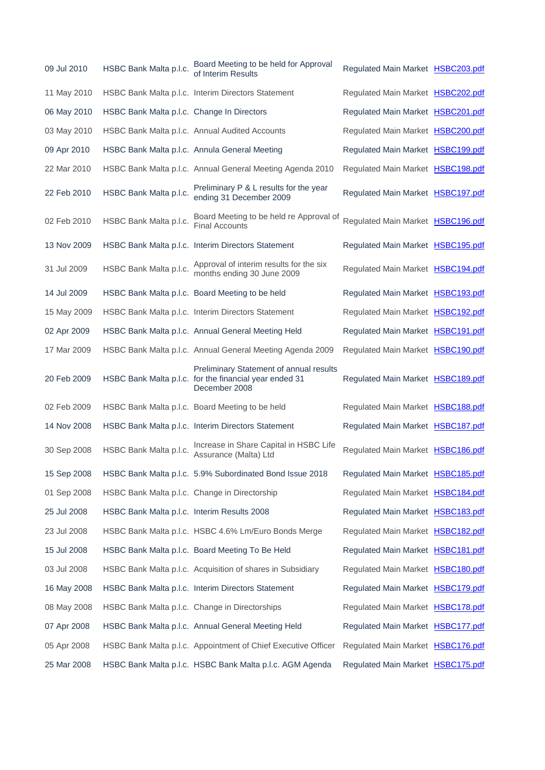| | | | | |
|---|---|---|---|---|
| 09 Jul 2010 | HSBC Bank Malta p.l.c. | Board Meeting to be held for Approval of Interim Results | Regulated Main Market | HSBC203.pdf |
| 11 May 2010 | HSBC Bank Malta p.l.c. | Interim Directors Statement | Regulated Main Market | HSBC202.pdf |
| 06 May 2010 | HSBC Bank Malta p.l.c. | Change In Directors | Regulated Main Market | HSBC201.pdf |
| 03 May 2010 | HSBC Bank Malta p.l.c. | Annual Audited Accounts | Regulated Main Market | HSBC200.pdf |
| 09 Apr 2010 | HSBC Bank Malta p.l.c. | Annula General Meeting | Regulated Main Market | HSBC199.pdf |
| 22 Mar 2010 | HSBC Bank Malta p.l.c. | Annual General Meeting Agenda 2010 | Regulated Main Market | HSBC198.pdf |
| 22 Feb 2010 | HSBC Bank Malta p.l.c. | Preliminary P & L results for the year ending 31 December 2009 | Regulated Main Market | HSBC197.pdf |
| 02 Feb 2010 | HSBC Bank Malta p.l.c. | Board Meeting to be held re Approval of Final Accounts | Regulated Main Market | HSBC196.pdf |
| 13 Nov 2009 | HSBC Bank Malta p.l.c. | Interim Directors Statement | Regulated Main Market | HSBC195.pdf |
| 31 Jul 2009 | HSBC Bank Malta p.l.c. | Approval of interim results for the six months ending 30 June 2009 | Regulated Main Market | HSBC194.pdf |
| 14 Jul 2009 | HSBC Bank Malta p.l.c. | Board Meeting to be held | Regulated Main Market | HSBC193.pdf |
| 15 May 2009 | HSBC Bank Malta p.l.c. | Interim Directors Statement | Regulated Main Market | HSBC192.pdf |
| 02 Apr 2009 | HSBC Bank Malta p.l.c. | Annual General Meeting Held | Regulated Main Market | HSBC191.pdf |
| 17 Mar 2009 | HSBC Bank Malta p.l.c. | Annual General Meeting Agenda 2009 | Regulated Main Market | HSBC190.pdf |
| 20 Feb 2009 | HSBC Bank Malta p.l.c. | Preliminary Statement of annual results for the financial year ended 31 December 2008 | Regulated Main Market | HSBC189.pdf |
| 02 Feb 2009 | HSBC Bank Malta p.l.c. | Board Meeting to be held | Regulated Main Market | HSBC188.pdf |
| 14 Nov 2008 | HSBC Bank Malta p.l.c. | Interim Directors Statement | Regulated Main Market | HSBC187.pdf |
| 30 Sep 2008 | HSBC Bank Malta p.l.c. | Increase in Share Capital in HSBC Life Assurance (Malta) Ltd | Regulated Main Market | HSBC186.pdf |
| 15 Sep 2008 | HSBC Bank Malta p.l.c. | 5.9% Subordinated Bond Issue 2018 | Regulated Main Market | HSBC185.pdf |
| 01 Sep 2008 | HSBC Bank Malta p.l.c. | Change in Directorship | Regulated Main Market | HSBC184.pdf |
| 25 Jul 2008 | HSBC Bank Malta p.l.c. | Interim Results 2008 | Regulated Main Market | HSBC183.pdf |
| 23 Jul 2008 | HSBC Bank Malta p.l.c. | HSBC 4.6% Lm/Euro Bonds Merge | Regulated Main Market | HSBC182.pdf |
| 15 Jul 2008 | HSBC Bank Malta p.l.c. | Board Meeting To Be Held | Regulated Main Market | HSBC181.pdf |
| 03 Jul 2008 | HSBC Bank Malta p.l.c. | Acquisition of shares in Subsidiary | Regulated Main Market | HSBC180.pdf |
| 16 May 2008 | HSBC Bank Malta p.l.c. | Interim Directors Statement | Regulated Main Market | HSBC179.pdf |
| 08 May 2008 | HSBC Bank Malta p.l.c. | Change in Directorships | Regulated Main Market | HSBC178.pdf |
| 07 Apr 2008 | HSBC Bank Malta p.l.c. | Annual General Meeting Held | Regulated Main Market | HSBC177.pdf |
| 05 Apr 2008 | HSBC Bank Malta p.l.c. | Appointment of Chief Executive Officer | Regulated Main Market | HSBC176.pdf |
| 25 Mar 2008 | HSBC Bank Malta p.l.c. | HSBC Bank Malta p.l.c. AGM Agenda | Regulated Main Market | HSBC175.pdf |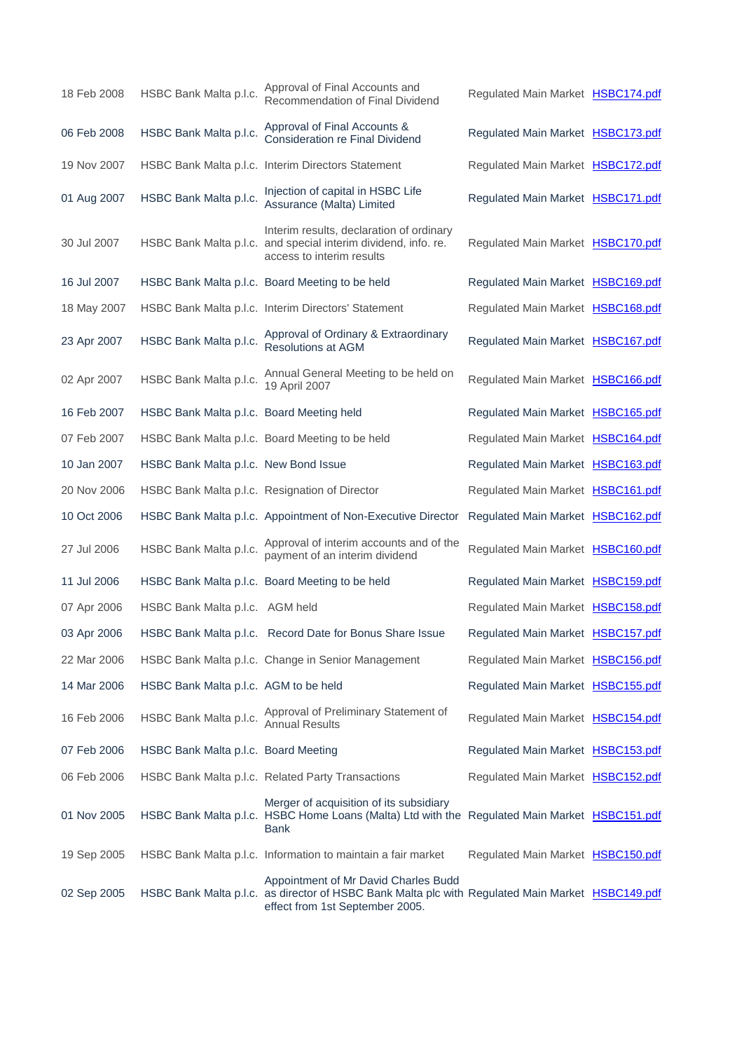| | | | | |
|---|---|---|---|---|
| 18 Feb 2008 | HSBC Bank Malta p.l.c. | Approval of Final Accounts and Recommendation of Final Dividend | Regulated Main Market | HSBC174.pdf |
| 06 Feb 2008 | HSBC Bank Malta p.l.c. | Approval of Final Accounts & Consideration re Final Dividend | Regulated Main Market | HSBC173.pdf |
| 19 Nov 2007 | HSBC Bank Malta p.l.c. | Interim Directors Statement | Regulated Main Market | HSBC172.pdf |
| 01 Aug 2007 | HSBC Bank Malta p.l.c. | Injection of capital in HSBC Life Assurance (Malta) Limited | Regulated Main Market | HSBC171.pdf |
| 30 Jul 2007 | HSBC Bank Malta p.l.c. | Interim results, declaration of ordinary and special interim dividend, info. re. access to interim results | Regulated Main Market | HSBC170.pdf |
| 16 Jul 2007 | HSBC Bank Malta p.l.c. | Board Meeting to be held | Regulated Main Market | HSBC169.pdf |
| 18 May 2007 | HSBC Bank Malta p.l.c. | Interim Directors' Statement | Regulated Main Market | HSBC168.pdf |
| 23 Apr 2007 | HSBC Bank Malta p.l.c. | Approval of Ordinary & Extraordinary Resolutions at AGM | Regulated Main Market | HSBC167.pdf |
| 02 Apr 2007 | HSBC Bank Malta p.l.c. | Annual General Meeting to be held on 19 April 2007 | Regulated Main Market | HSBC166.pdf |
| 16 Feb 2007 | HSBC Bank Malta p.l.c. | Board Meeting held | Regulated Main Market | HSBC165.pdf |
| 07 Feb 2007 | HSBC Bank Malta p.l.c. | Board Meeting to be held | Regulated Main Market | HSBC164.pdf |
| 10 Jan 2007 | HSBC Bank Malta p.l.c. | New Bond Issue | Regulated Main Market | HSBC163.pdf |
| 20 Nov 2006 | HSBC Bank Malta p.l.c. | Resignation of Director | Regulated Main Market | HSBC161.pdf |
| 10 Oct 2006 | HSBC Bank Malta p.l.c. | Appointment of Non-Executive Director | Regulated Main Market | HSBC162.pdf |
| 27 Jul 2006 | HSBC Bank Malta p.l.c. | Approval of interim accounts and of the payment of an interim dividend | Regulated Main Market | HSBC160.pdf |
| 11 Jul 2006 | HSBC Bank Malta p.l.c. | Board Meeting to be held | Regulated Main Market | HSBC159.pdf |
| 07 Apr 2006 | HSBC Bank Malta p.l.c. | AGM held | Regulated Main Market | HSBC158.pdf |
| 03 Apr 2006 | HSBC Bank Malta p.l.c. | Record Date for Bonus Share Issue | Regulated Main Market | HSBC157.pdf |
| 22 Mar 2006 | HSBC Bank Malta p.l.c. | Change in Senior Management | Regulated Main Market | HSBC156.pdf |
| 14 Mar 2006 | HSBC Bank Malta p.l.c. | AGM to be held | Regulated Main Market | HSBC155.pdf |
| 16 Feb 2006 | HSBC Bank Malta p.l.c. | Approval of Preliminary Statement of Annual Results | Regulated Main Market | HSBC154.pdf |
| 07 Feb 2006 | HSBC Bank Malta p.l.c. | Board Meeting | Regulated Main Market | HSBC153.pdf |
| 06 Feb 2006 | HSBC Bank Malta p.l.c. | Related Party Transactions | Regulated Main Market | HSBC152.pdf |
| 01 Nov 2005 | HSBC Bank Malta p.l.c. | Merger of acquisition of its subsidiary HSBC Home Loans (Malta) Ltd with the Bank | Regulated Main Market | HSBC151.pdf |
| 19 Sep 2005 | HSBC Bank Malta p.l.c. | Information to maintain a fair market | Regulated Main Market | HSBC150.pdf |
| 02 Sep 2005 | HSBC Bank Malta p.l.c. | Appointment of Mr David Charles Budd as director of HSBC Bank Malta plc with effect from 1st September 2005. | Regulated Main Market | HSBC149.pdf |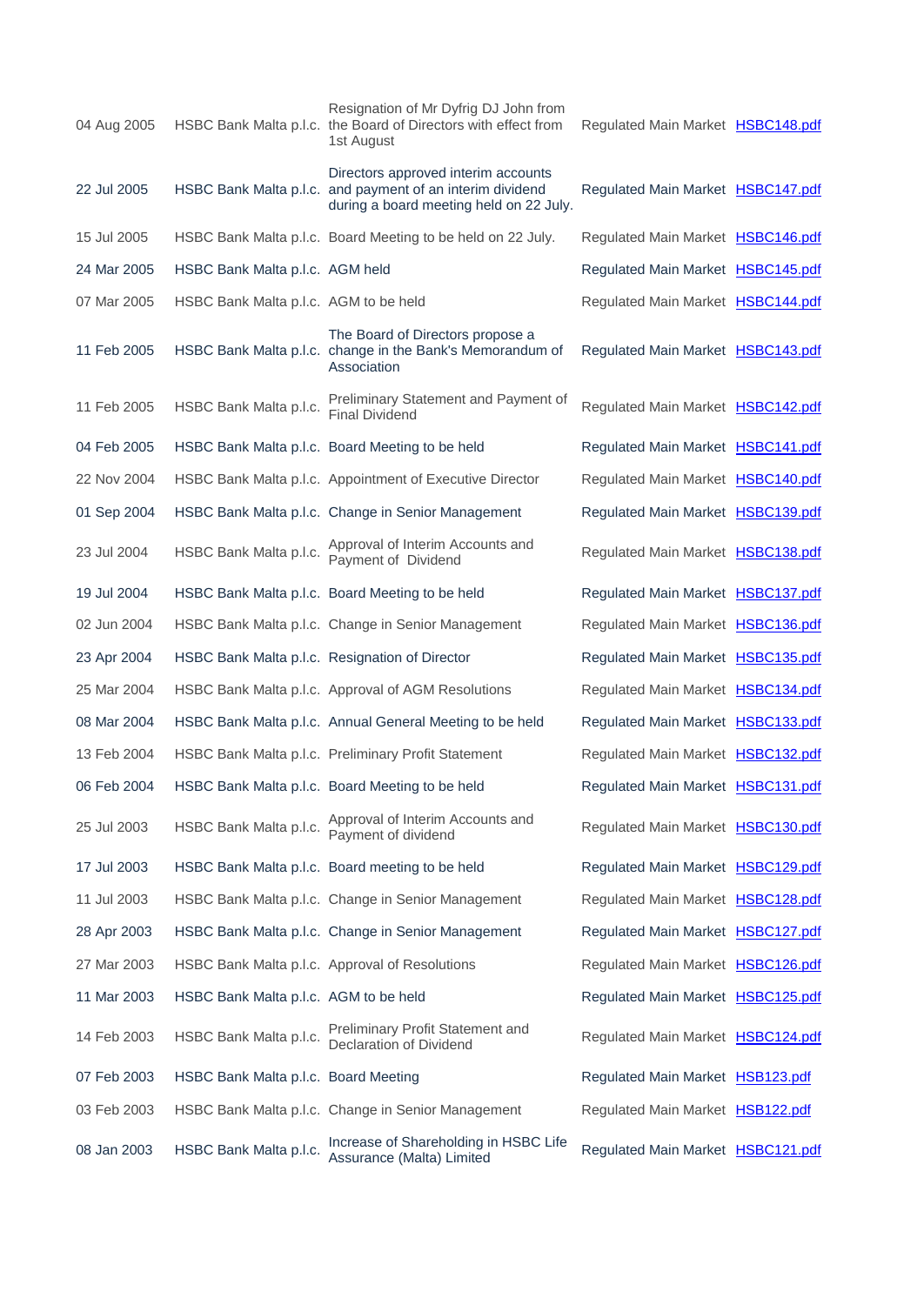| | | | | |
|---|---|---|---|---|
| 04 Aug 2005 | HSBC Bank Malta p.l.c. | Resignation of Mr Dyfrig DJ John from the Board of Directors with effect from 1st August | Regulated Main Market | HSBC148.pdf |
| 22 Jul 2005 | HSBC Bank Malta p.l.c. | Directors approved interim accounts and payment of an interim dividend during a board meeting held on 22 July. | Regulated Main Market | HSBC147.pdf |
| 15 Jul 2005 | HSBC Bank Malta p.l.c. | Board Meeting to be held on 22 July. | Regulated Main Market | HSBC146.pdf |
| 24 Mar 2005 | HSBC Bank Malta p.l.c. | AGM held | Regulated Main Market | HSBC145.pdf |
| 07 Mar 2005 | HSBC Bank Malta p.l.c. | AGM to be held | Regulated Main Market | HSBC144.pdf |
| 11 Feb 2005 | HSBC Bank Malta p.l.c. | The Board of Directors propose a change in the Bank's Memorandum of Association | Regulated Main Market | HSBC143.pdf |
| 11 Feb 2005 | HSBC Bank Malta p.l.c. | Preliminary Statement and Payment of Final Dividend | Regulated Main Market | HSBC142.pdf |
| 04 Feb 2005 | HSBC Bank Malta p.l.c. | Board Meeting to be held | Regulated Main Market | HSBC141.pdf |
| 22 Nov 2004 | HSBC Bank Malta p.l.c. | Appointment of Executive Director | Regulated Main Market | HSBC140.pdf |
| 01 Sep 2004 | HSBC Bank Malta p.l.c. | Change in Senior Management | Regulated Main Market | HSBC139.pdf |
| 23 Jul 2004 | HSBC Bank Malta p.l.c. | Approval of Interim Accounts and Payment of Dividend | Regulated Main Market | HSBC138.pdf |
| 19 Jul 2004 | HSBC Bank Malta p.l.c. | Board Meeting to be held | Regulated Main Market | HSBC137.pdf |
| 02 Jun 2004 | HSBC Bank Malta p.l.c. | Change in Senior Management | Regulated Main Market | HSBC136.pdf |
| 23 Apr 2004 | HSBC Bank Malta p.l.c. | Resignation of Director | Regulated Main Market | HSBC135.pdf |
| 25 Mar 2004 | HSBC Bank Malta p.l.c. | Approval of AGM Resolutions | Regulated Main Market | HSBC134.pdf |
| 08 Mar 2004 | HSBC Bank Malta p.l.c. | Annual General Meeting to be held | Regulated Main Market | HSBC133.pdf |
| 13 Feb 2004 | HSBC Bank Malta p.l.c. | Preliminary Profit Statement | Regulated Main Market | HSBC132.pdf |
| 06 Feb 2004 | HSBC Bank Malta p.l.c. | Board Meeting to be held | Regulated Main Market | HSBC131.pdf |
| 25 Jul 2003 | HSBC Bank Malta p.l.c. | Approval of Interim Accounts and Payment of dividend | Regulated Main Market | HSBC130.pdf |
| 17 Jul 2003 | HSBC Bank Malta p.l.c. | Board meeting to be held | Regulated Main Market | HSBC129.pdf |
| 11 Jul 2003 | HSBC Bank Malta p.l.c. | Change in Senior Management | Regulated Main Market | HSBC128.pdf |
| 28 Apr 2003 | HSBC Bank Malta p.l.c. | Change in Senior Management | Regulated Main Market | HSBC127.pdf |
| 27 Mar 2003 | HSBC Bank Malta p.l.c. | Approval of Resolutions | Regulated Main Market | HSBC126.pdf |
| 11 Mar 2003 | HSBC Bank Malta p.l.c. | AGM to be held | Regulated Main Market | HSBC125.pdf |
| 14 Feb 2003 | HSBC Bank Malta p.l.c. | Preliminary Profit Statement and Declaration of Dividend | Regulated Main Market | HSBC124.pdf |
| 07 Feb 2003 | HSBC Bank Malta p.l.c. | Board Meeting | Regulated Main Market | HSB123.pdf |
| 03 Feb 2003 | HSBC Bank Malta p.l.c. | Change in Senior Management | Regulated Main Market | HSB122.pdf |
| 08 Jan 2003 | HSBC Bank Malta p.l.c. | Increase of Shareholding in HSBC Life Assurance (Malta) Limited | Regulated Main Market | HSBC121.pdf |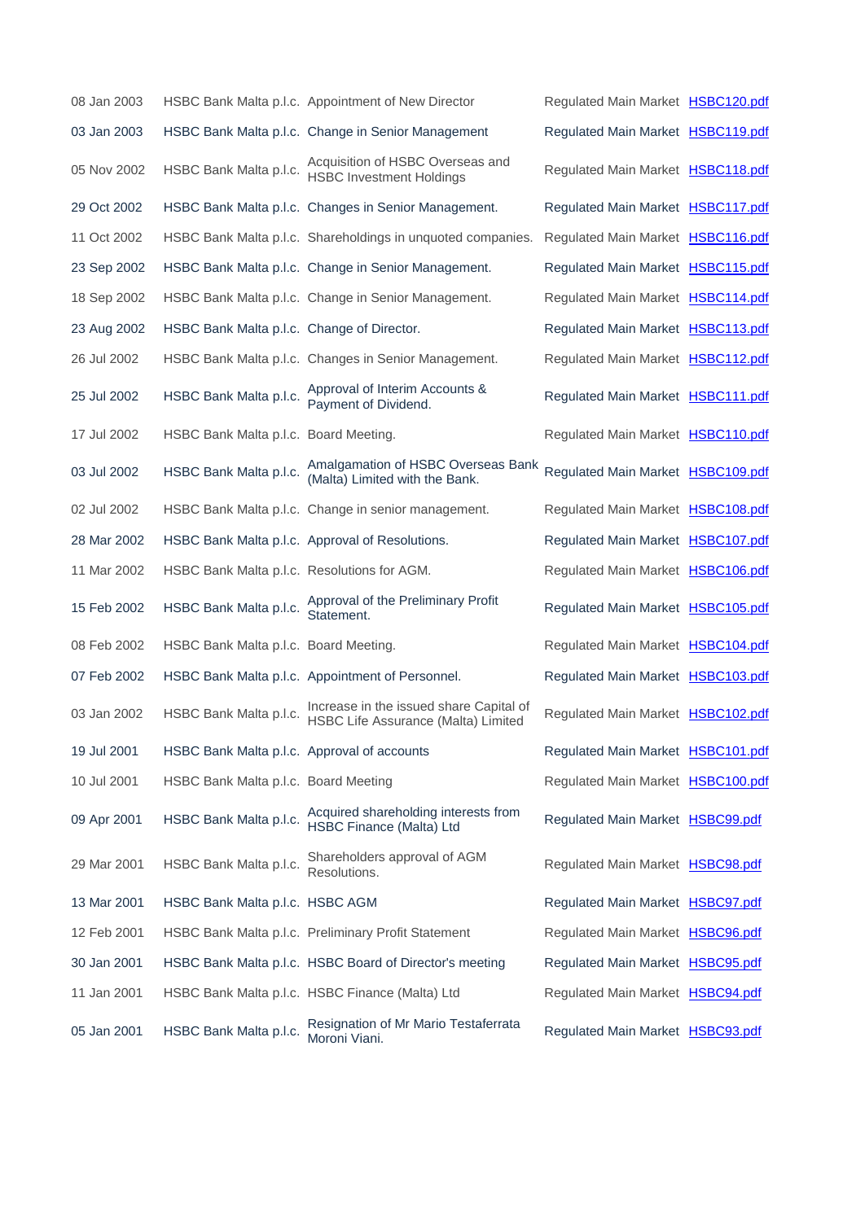| | | | | |
|---|---|---|---|---|
| 08 Jan 2003 | HSBC Bank Malta p.l.c. | Appointment of New Director | Regulated Main Market | HSBC120.pdf |
| 03 Jan 2003 | HSBC Bank Malta p.l.c. | Change in Senior Management | Regulated Main Market | HSBC119.pdf |
| 05 Nov 2002 | HSBC Bank Malta p.l.c. | Acquisition of HSBC Overseas and HSBC Investment Holdings | Regulated Main Market | HSBC118.pdf |
| 29 Oct 2002 | HSBC Bank Malta p.l.c. | Changes in Senior Management. | Regulated Main Market | HSBC117.pdf |
| 11 Oct 2002 | HSBC Bank Malta p.l.c. | Shareholdings in unquoted companies. | Regulated Main Market | HSBC116.pdf |
| 23 Sep 2002 | HSBC Bank Malta p.l.c. | Change in Senior Management. | Regulated Main Market | HSBC115.pdf |
| 18 Sep 2002 | HSBC Bank Malta p.l.c. | Change in Senior Management. | Regulated Main Market | HSBC114.pdf |
| 23 Aug 2002 | HSBC Bank Malta p.l.c. | Change of Director. | Regulated Main Market | HSBC113.pdf |
| 26 Jul 2002 | HSBC Bank Malta p.l.c. | Changes in Senior Management. | Regulated Main Market | HSBC112.pdf |
| 25 Jul 2002 | HSBC Bank Malta p.l.c. | Approval of Interim Accounts & Payment of Dividend. | Regulated Main Market | HSBC111.pdf |
| 17 Jul 2002 | HSBC Bank Malta p.l.c. | Board Meeting. | Regulated Main Market | HSBC110.pdf |
| 03 Jul 2002 | HSBC Bank Malta p.l.c. | Amalgamation of HSBC Overseas Bank (Malta) Limited with the Bank. | Regulated Main Market | HSBC109.pdf |
| 02 Jul 2002 | HSBC Bank Malta p.l.c. | Change in senior management. | Regulated Main Market | HSBC108.pdf |
| 28 Mar 2002 | HSBC Bank Malta p.l.c. | Approval of Resolutions. | Regulated Main Market | HSBC107.pdf |
| 11 Mar 2002 | HSBC Bank Malta p.l.c. | Resolutions for AGM. | Regulated Main Market | HSBC106.pdf |
| 15 Feb 2002 | HSBC Bank Malta p.l.c. | Approval of the Preliminary Profit Statement. | Regulated Main Market | HSBC105.pdf |
| 08 Feb 2002 | HSBC Bank Malta p.l.c. | Board Meeting. | Regulated Main Market | HSBC104.pdf |
| 07 Feb 2002 | HSBC Bank Malta p.l.c. | Appointment of Personnel. | Regulated Main Market | HSBC103.pdf |
| 03 Jan 2002 | HSBC Bank Malta p.l.c. | Increase in the issued share Capital of HSBC Life Assurance (Malta) Limited | Regulated Main Market | HSBC102.pdf |
| 19 Jul 2001 | HSBC Bank Malta p.l.c. | Approval of accounts | Regulated Main Market | HSBC101.pdf |
| 10 Jul 2001 | HSBC Bank Malta p.l.c. | Board Meeting | Regulated Main Market | HSBC100.pdf |
| 09 Apr 2001 | HSBC Bank Malta p.l.c. | Acquired shareholding interests from HSBC Finance (Malta) Ltd | Regulated Main Market | HSBC99.pdf |
| 29 Mar 2001 | HSBC Bank Malta p.l.c. | Shareholders approval of AGM Resolutions. | Regulated Main Market | HSBC98.pdf |
| 13 Mar 2001 | HSBC Bank Malta p.l.c. | HSBC AGM | Regulated Main Market | HSBC97.pdf |
| 12 Feb 2001 | HSBC Bank Malta p.l.c. | Preliminary Profit Statement | Regulated Main Market | HSBC96.pdf |
| 30 Jan 2001 | HSBC Bank Malta p.l.c. | HSBC Board of Director's meeting | Regulated Main Market | HSBC95.pdf |
| 11 Jan 2001 | HSBC Bank Malta p.l.c. | HSBC Finance (Malta) Ltd | Regulated Main Market | HSBC94.pdf |
| 05 Jan 2001 | HSBC Bank Malta p.l.c. | Resignation of Mr Mario Testaferrata Moroni Viani. | Regulated Main Market | HSBC93.pdf |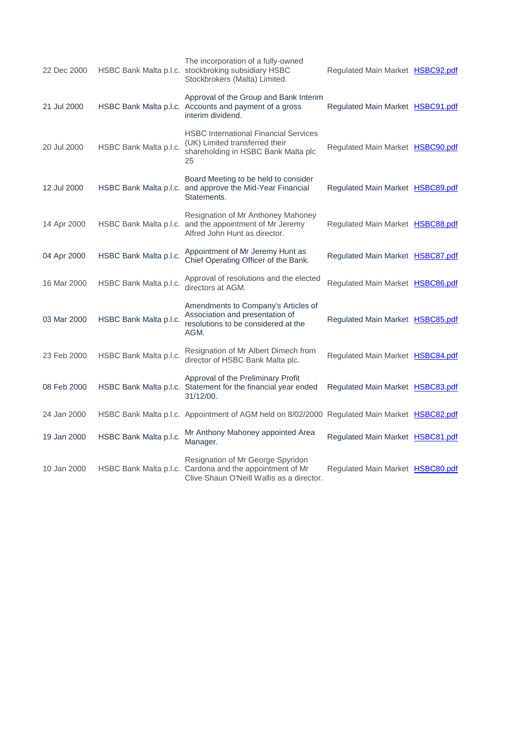| | | | | |
|---|---|---|---|---|
| 22 Dec 2000 | HSBC Bank Malta p.l.c. | The incorporation of a fully-owned stockbroking subsidiary HSBC Stockbrokers (Malta) Limited. | Regulated Main Market | HSBC92.pdf |
| 21 Jul 2000 | HSBC Bank Malta p.l.c. | Approval of the Group and Bank Interim Accounts and payment of a gross interim dividend. | Regulated Main Market | HSBC91.pdf |
| 20 Jul 2000 | HSBC Bank Malta p.l.c. | HSBC International Financial Services (UK) Limited transferred their shareholding in HSBC Bank Malta plc 25 | Regulated Main Market | HSBC90.pdf |
| 12 Jul 2000 | HSBC Bank Malta p.l.c. | Board Meeting to be held to consider and approve the Mid-Year Financial Statements. | Regulated Main Market | HSBC89.pdf |
| 14 Apr 2000 | HSBC Bank Malta p.l.c. | Resignation of Mr Anthoney Mahoney and the appointment of Mr Jeremy Alfred John Hunt as director. | Regulated Main Market | HSBC88.pdf |
| 04 Apr 2000 | HSBC Bank Malta p.l.c. | Appointment of Mr Jeremy Hunt as Chief Operating Officer of the Bank. | Regulated Main Market | HSBC87.pdf |
| 16 Mar 2000 | HSBC Bank Malta p.l.c. | Approval of resolutions and the elected directors at AGM. | Regulated Main Market | HSBC86.pdf |
| 03 Mar 2000 | HSBC Bank Malta p.l.c. | Amendments to Company's Articles of Association and presentation of resolutions to be considered at the AGM. | Regulated Main Market | HSBC85.pdf |
| 23 Feb 2000 | HSBC Bank Malta p.l.c. | Resignation of Mr Albert Dimech from director of HSBC Bank Malta plc. | Regulated Main Market | HSBC84.pdf |
| 08 Feb 2000 | HSBC Bank Malta p.l.c. | Approval of the Preliminary Profit Statement for the financial year ended 31/12/00. | Regulated Main Market | HSBC83.pdf |
| 24 Jan 2000 | HSBC Bank Malta p.l.c. | Appointment of AGM held on 8/02/2000 | Regulated Main Market | HSBC82.pdf |
| 19 Jan 2000 | HSBC Bank Malta p.l.c. | Mr Anthony Mahoney appointed Area Manager. | Regulated Main Market | HSBC81.pdf |
| 10 Jan 2000 | HSBC Bank Malta p.l.c. | Resignation of Mr George Spyridon Cardona and the appointment of Mr Clive Shaun O'Neill Wallis as a director. | Regulated Main Market | HSBC80.pdf |